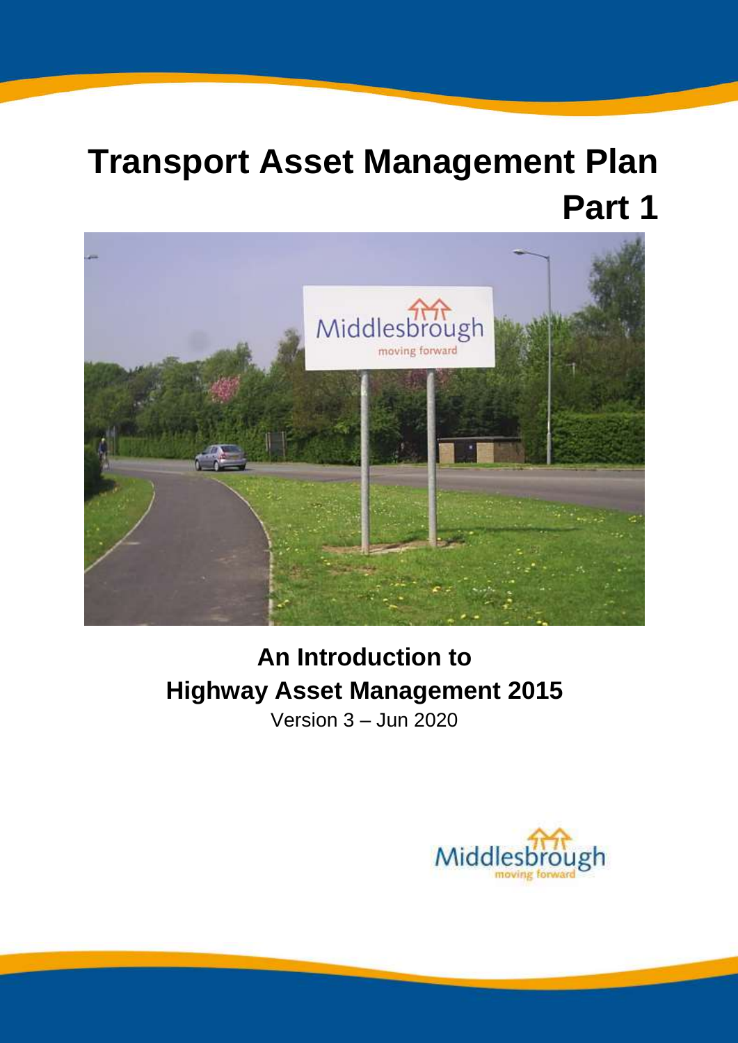# Transport Asset Management Plan Part 1

## An Introduction to Highway Asset Management 2015

Version 3 – Jun 2020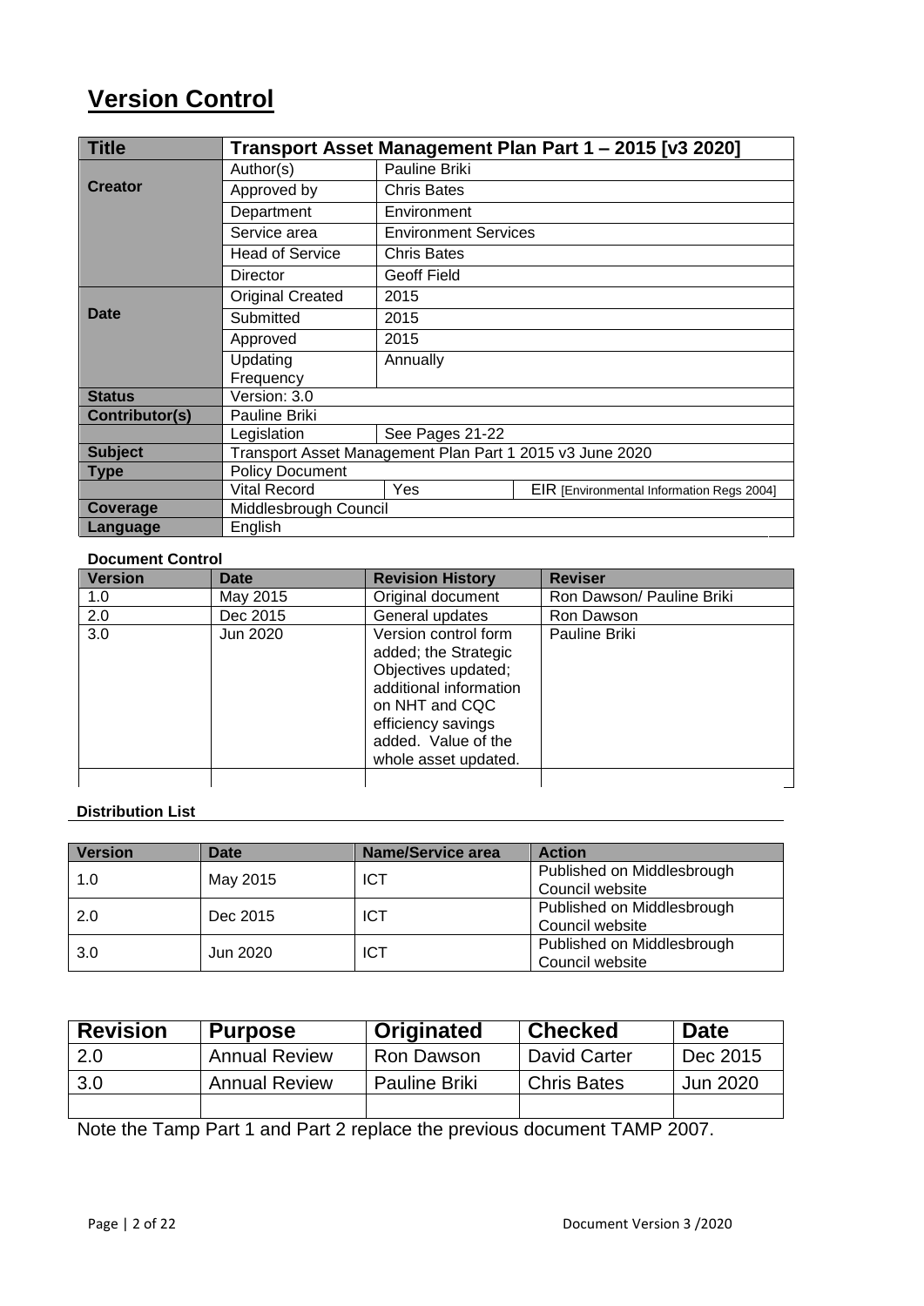# Version Control

| Title | Transport Asset Management Plan Part 1 – 2015 [v3 2020] | | |
|---|---|---|---|
| Creator | Author(s) | Pauline Briki | |
| | Approved by | Chris Bates | |
| | Department | Environment | |
| | Service area | Environment Services | |
| | Head of Service | Chris Bates | |
| | Director | Geoff Field | |
| Date | Original Created | 2015 | |
| | Submitted | 2015 | |
| | Approved | 2015 | |
| | Updating Frequency | Annually | |
| Status | Version: 3.0 | | |
| Contributor(s) | Pauline Briki | | |
| | Legislation | See Pages 21-22 | |
| Subject | Transport Asset Management Plan Part 1 2015 v3 June 2020 | | |
| Type | Policy Document | | |
| | Vital Record | Yes | EIR [Environmental Information Regs 2004] |
| Coverage | Middlesbrough Council | | |
| Language | English | | |

**Document Control**

| Version | Date | Revision History | Reviser |
|---|---|---|---|
| 1.0 | May 2015 | Original document | Ron Dawson/ Pauline Briki |
| 2.0 | Dec 2015 | General updates | Ron Dawson |
| 3.0 | Jun 2020 | Version control form added; the Strategic Objectives updated; additional information on NHT and CQC efficiency savings added. Value of the whole asset updated. | Pauline Briki |
| | | | |

**Distribution List**

| Version | Date | Name/Service area | Action |
|---|---|---|---|
| 1.0 | May 2015 | ICT | Published on Middlesbrough Council website |
| 2.0 | Dec 2015 | ICT | Published on Middlesbrough Council website |
| 3.0 | Jun 2020 | ICT | Published on Middlesbrough Council website |

| Revision | Purpose | Originated | Checked | Date |
|---|---|---|---|---|
| 2.0 | Annual Review | Ron Dawson | David Carter | Dec 2015 |
| 3.0 | Annual Review | Pauline Briki | Chris Bates | Jun 2020 |
| | | | | |

Note the Tamp Part 1 and Part 2 replace the previous document TAMP 2007.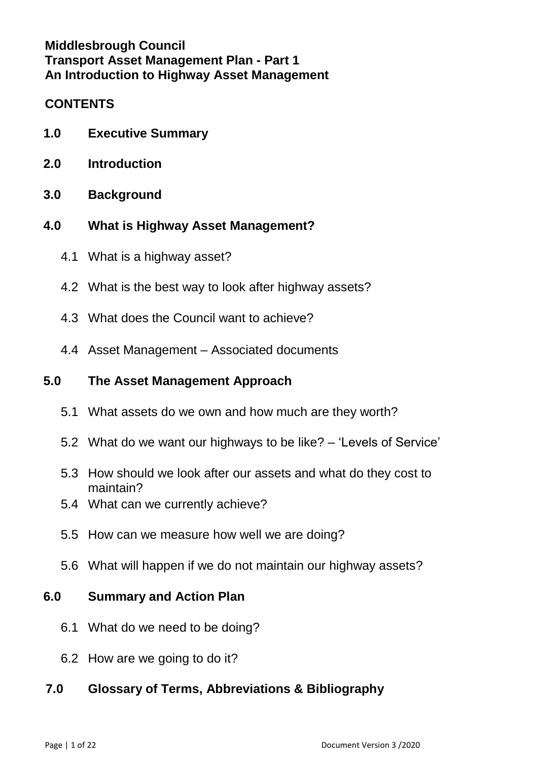**Middlesbrough Council**
**Transport Asset Management Plan - Part 1**
**An Introduction to Highway Asset Management**

## CONTENTS

**1.0 Executive Summary**

**2.0 Introduction**

**3.0 Background**

**4.0 What is Highway Asset Management?**

- 4.1 What is a highway asset?
- 4.2 What is the best way to look after highway assets?
- 4.3 What does the Council want to achieve?
- 4.4 Asset Management – Associated documents

**5.0 The Asset Management Approach**

- 5.1 What assets do we own and how much are they worth?
- 5.2 What do we want our highways to be like? – 'Levels of Service'
- 5.3 How should we look after our assets and what do they cost to maintain?
- 5.4 What can we currently achieve?
- 5.5 How can we measure how well we are doing?
- 5.6 What will happen if we do not maintain our highway assets?

**6.0 Summary and Action Plan**

- 6.1 What do we need to be doing?
- 6.2 How are we going to do it?

**7.0 Glossary of Terms, Abbreviations & Bibliography**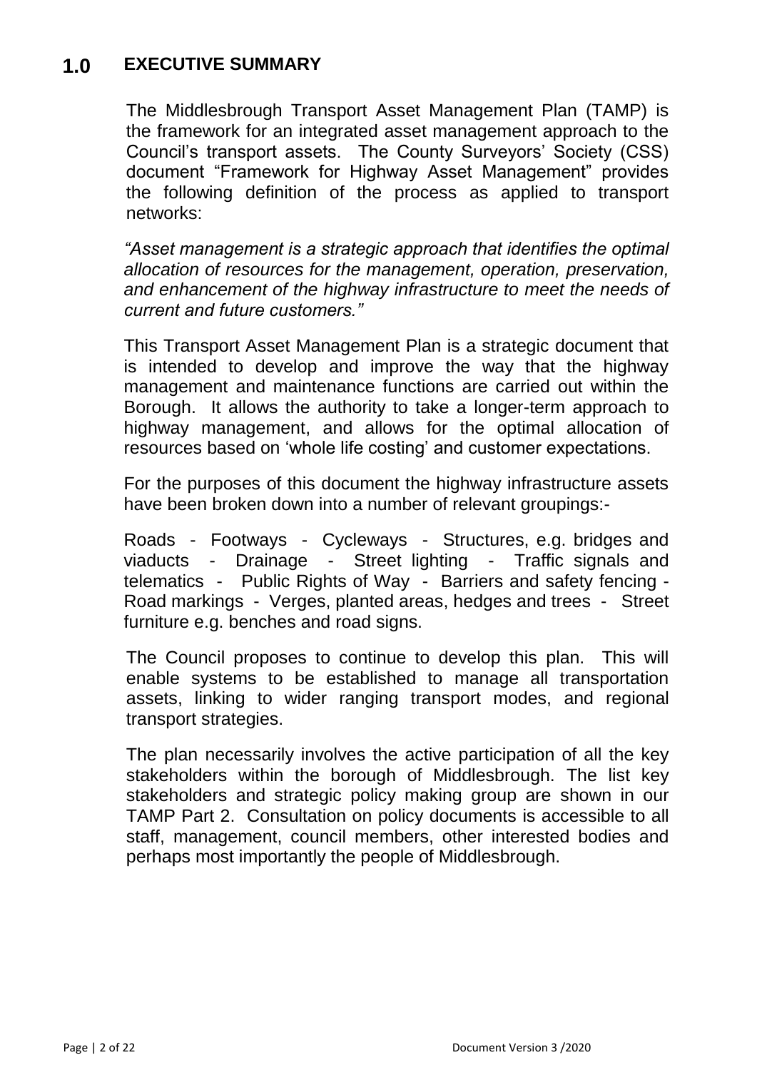# 1.0 EXECUTIVE SUMMARY

The Middlesbrough Transport Asset Management Plan (TAMP) is the framework for an integrated asset management approach to the Council's transport assets. The County Surveyors' Society (CSS) document "Framework for Highway Asset Management" provides the following definition of the process as applied to transport networks:

*"Asset management is a strategic approach that identifies the optimal allocation of resources for the management, operation, preservation, and enhancement of the highway infrastructure to meet the needs of current and future customers."*

This Transport Asset Management Plan is a strategic document that is intended to develop and improve the way that the highway management and maintenance functions are carried out within the Borough. It allows the authority to take a longer-term approach to highway management, and allows for the optimal allocation of resources based on 'whole life costing' and customer expectations.

For the purposes of this document the highway infrastructure assets have been broken down into a number of relevant groupings:-

Roads - Footways - Cycleways - Structures, e.g. bridges and viaducts - Drainage - Street lighting - Traffic signals and telematics - Public Rights of Way - Barriers and safety fencing - Road markings - Verges, planted areas, hedges and trees - Street furniture e.g. benches and road signs.

The Council proposes to continue to develop this plan. This will enable systems to be established to manage all transportation assets, linking to wider ranging transport modes, and regional transport strategies.

The plan necessarily involves the active participation of all the key stakeholders within the borough of Middlesbrough. The list key stakeholders and strategic policy making group are shown in our TAMP Part 2. Consultation on policy documents is accessible to all staff, management, council members, other interested bodies and perhaps most importantly the people of Middlesbrough.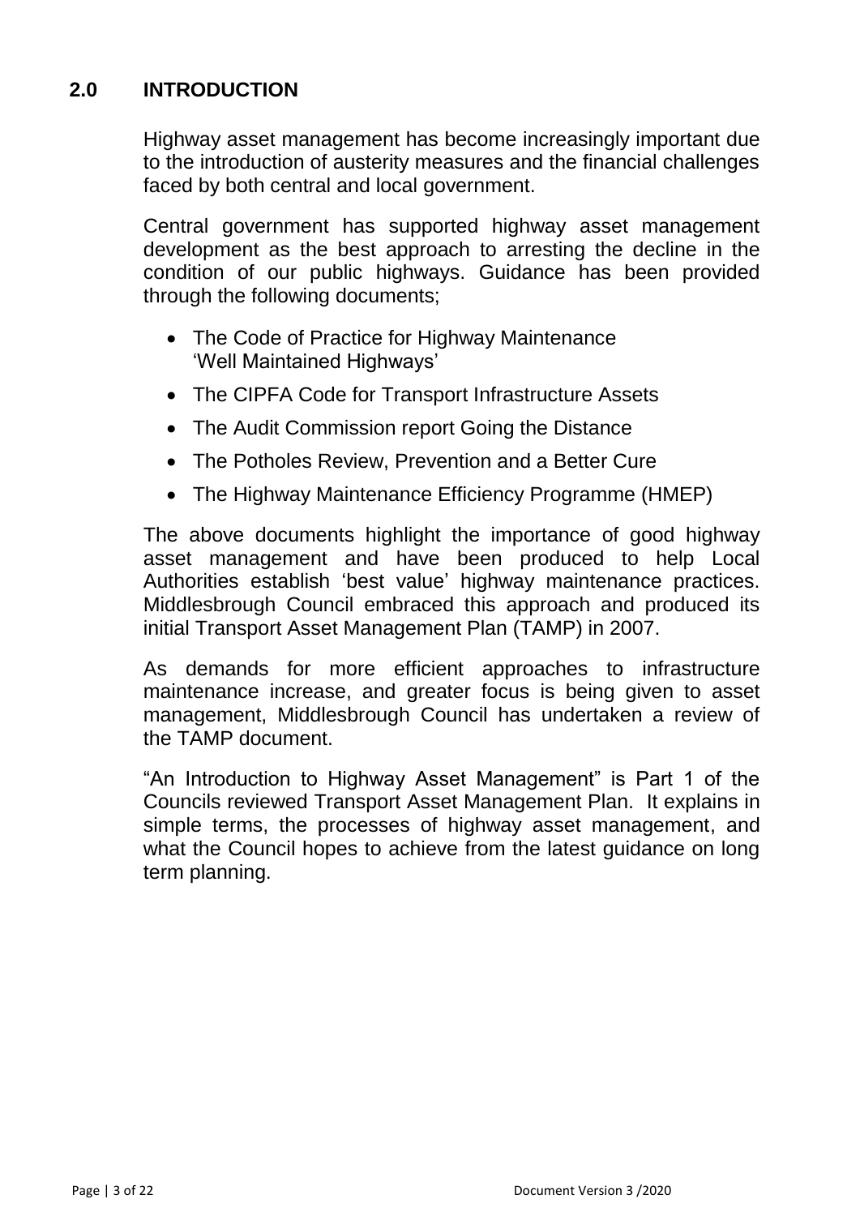## 2.0 INTRODUCTION

Highway asset management has become increasingly important due to the introduction of austerity measures and the financial challenges faced by both central and local government.

Central government has supported highway asset management development as the best approach to arresting the decline in the condition of our public highways. Guidance has been provided through the following documents;

- The Code of Practice for Highway Maintenance 'Well Maintained Highways'
- The CIPFA Code for Transport Infrastructure Assets
- The Audit Commission report Going the Distance
- The Potholes Review, Prevention and a Better Cure
- The Highway Maintenance Efficiency Programme (HMEP)

The above documents highlight the importance of good highway asset management and have been produced to help Local Authorities establish 'best value' highway maintenance practices. Middlesbrough Council embraced this approach and produced its initial Transport Asset Management Plan (TAMP) in 2007.

As demands for more efficient approaches to infrastructure maintenance increase, and greater focus is being given to asset management, Middlesbrough Council has undertaken a review of the TAMP document.

"An Introduction to Highway Asset Management" is Part 1 of the Councils reviewed Transport Asset Management Plan. It explains in simple terms, the processes of highway asset management, and what the Council hopes to achieve from the latest guidance on long term planning.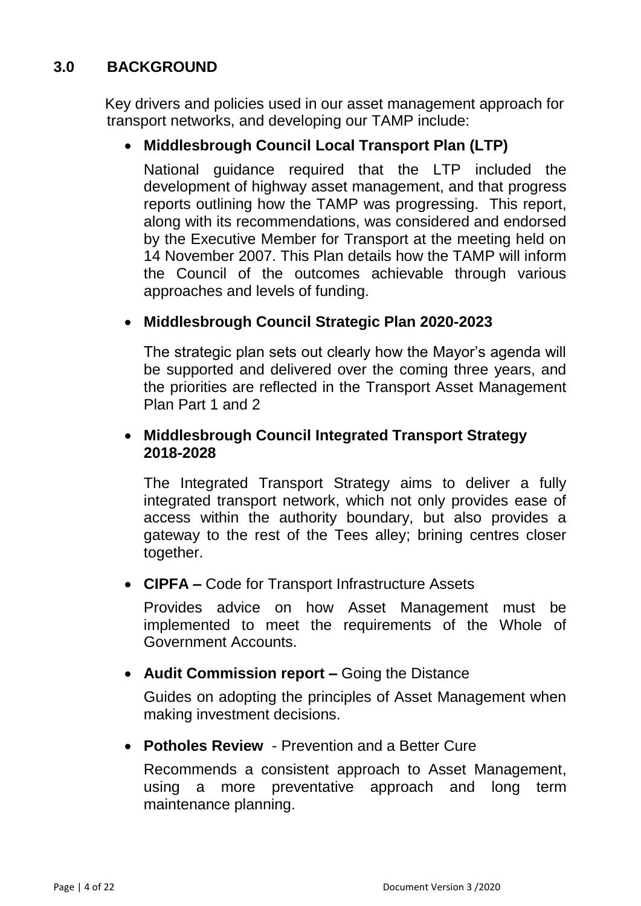## 3.0 BACKGROUND

Key drivers and policies used in our asset management approach for transport networks, and developing our TAMP include:

- **Middlesbrough Council Local Transport Plan (LTP)**

  National guidance required that the LTP included the development of highway asset management, and that progress reports outlining how the TAMP was progressing. This report, along with its recommendations, was considered and endorsed by the Executive Member for Transport at the meeting held on 14 November 2007. This Plan details how the TAMP will inform the Council of the outcomes achievable through various approaches and levels of funding.

- **Middlesbrough Council Strategic Plan 2020-2023**

  The strategic plan sets out clearly how the Mayor's agenda will be supported and delivered over the coming three years, and the priorities are reflected in the Transport Asset Management Plan Part 1 and 2

- **Middlesbrough Council Integrated Transport Strategy 2018-2028**

  The Integrated Transport Strategy aims to deliver a fully integrated transport network, which not only provides ease of access within the authority boundary, but also provides a gateway to the rest of the Tees alley; brining centres closer together.

- **CIPFA –** Code for Transport Infrastructure Assets

  Provides advice on how Asset Management must be implemented to meet the requirements of the Whole of Government Accounts.

- **Audit Commission report –** Going the Distance

  Guides on adopting the principles of Asset Management when making investment decisions.

- **Potholes Review** - Prevention and a Better Cure

  Recommends a consistent approach to Asset Management, using a more preventative approach and long term maintenance planning.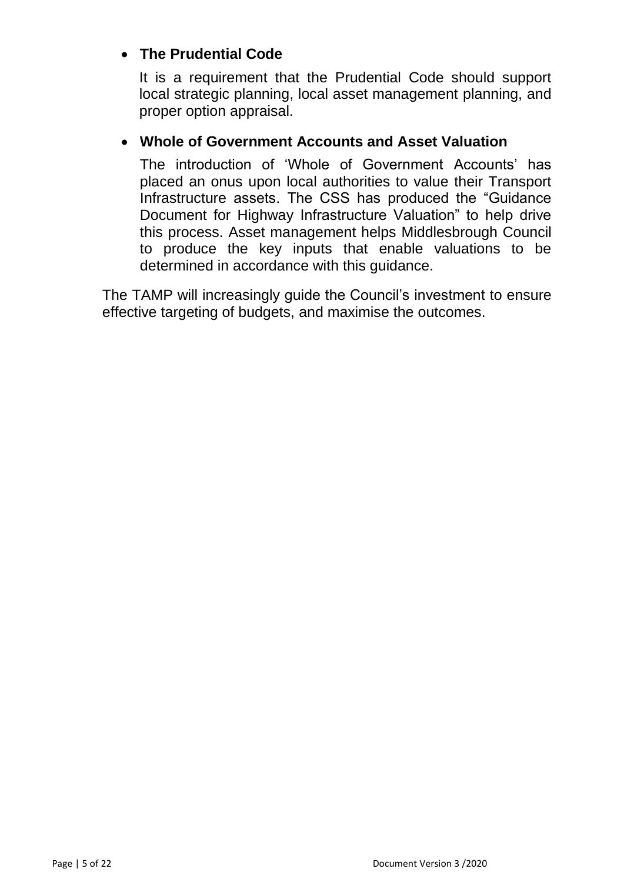- **The Prudential Code**

  It is a requirement that the Prudential Code should support local strategic planning, local asset management planning, and proper option appraisal.

- **Whole of Government Accounts and Asset Valuation**

  The introduction of 'Whole of Government Accounts' has placed an onus upon local authorities to value their Transport Infrastructure assets. The CSS has produced the "Guidance Document for Highway Infrastructure Valuation" to help drive this process. Asset management helps Middlesbrough Council to produce the key inputs that enable valuations to be determined in accordance with this guidance.

The TAMP will increasingly guide the Council's investment to ensure effective targeting of budgets, and maximise the outcomes.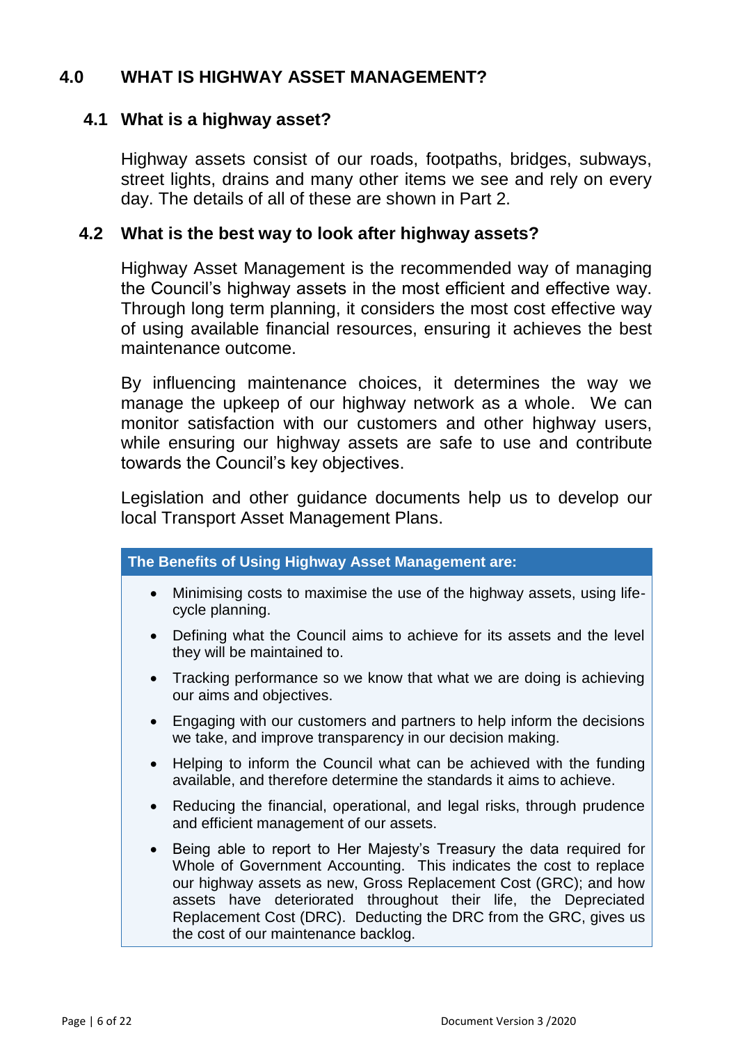# 4.0 WHAT IS HIGHWAY ASSET MANAGEMENT?

## 4.1 What is a highway asset?

Highway assets consist of our roads, footpaths, bridges, subways, street lights, drains and many other items we see and rely on every day. The details of all of these are shown in Part 2.

## 4.2 What is the best way to look after highway assets?

Highway Asset Management is the recommended way of managing the Council's highway assets in the most efficient and effective way. Through long term planning, it considers the most cost effective way of using available financial resources, ensuring it achieves the best maintenance outcome.

By influencing maintenance choices, it determines the way we manage the upkeep of our highway network as a whole. We can monitor satisfaction with our customers and other highway users, while ensuring our highway assets are safe to use and contribute towards the Council's key objectives.

Legislation and other guidance documents help us to develop our local Transport Asset Management Plans.

**The Benefits of Using Highway Asset Management are:**

- Minimising costs to maximise the use of the highway assets, using life-cycle planning.
- Defining what the Council aims to achieve for its assets and the level they will be maintained to.
- Tracking performance so we know that what we are doing is achieving our aims and objectives.
- Engaging with our customers and partners to help inform the decisions we take, and improve transparency in our decision making.
- Helping to inform the Council what can be achieved with the funding available, and therefore determine the standards it aims to achieve.
- Reducing the financial, operational, and legal risks, through prudence and efficient management of our assets.
- Being able to report to Her Majesty's Treasury the data required for Whole of Government Accounting. This indicates the cost to replace our highway assets as new, Gross Replacement Cost (GRC); and how assets have deteriorated throughout their life, the Depreciated Replacement Cost (DRC). Deducting the DRC from the GRC, gives us the cost of our maintenance backlog.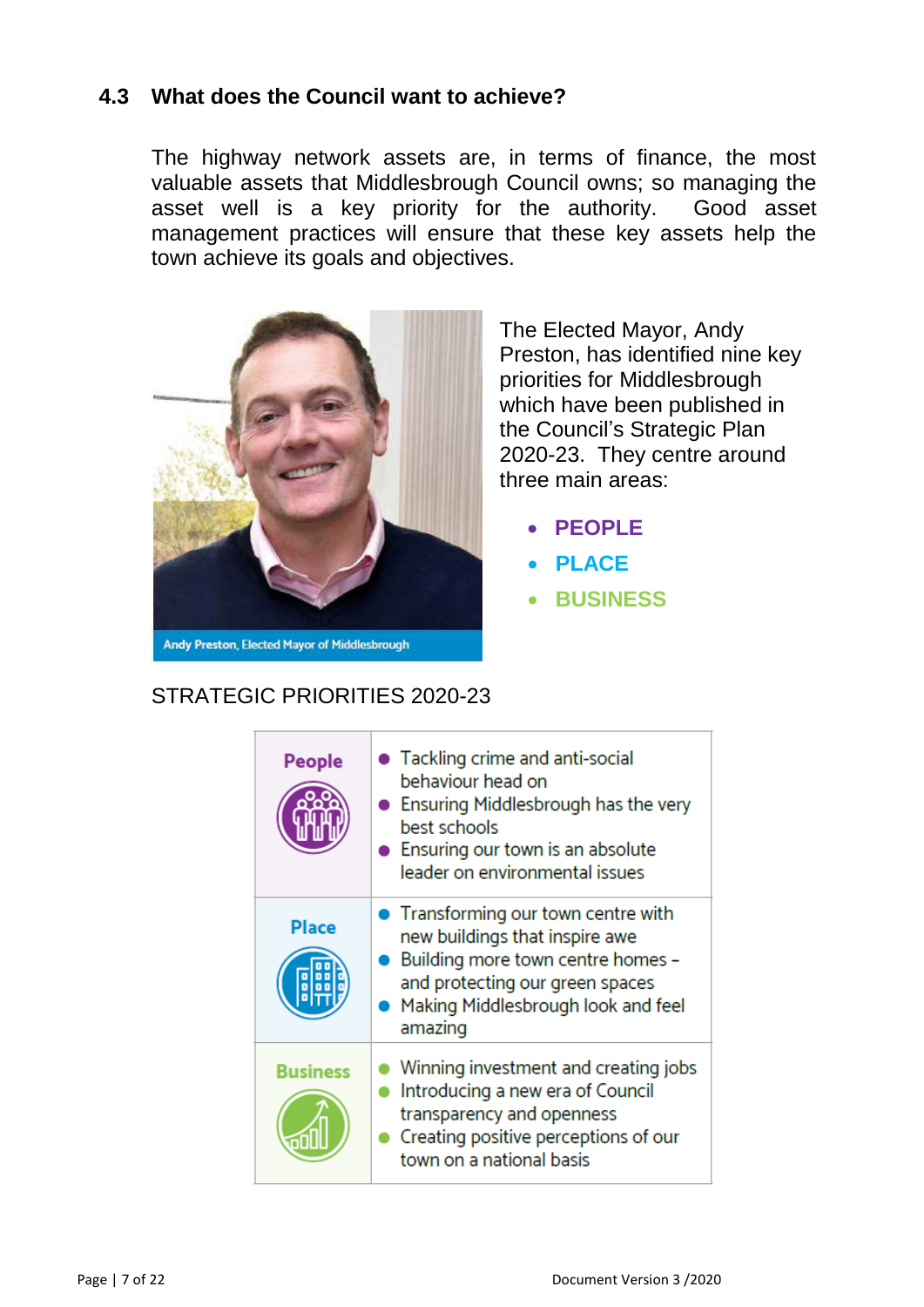## 4.3 What does the Council want to achieve?

The highway network assets are, in terms of finance, the most valuable assets that Middlesbrough Council owns; so managing the asset well is a key priority for the authority. Good asset management practices will ensure that these key assets help the town achieve its goals and objectives.

Andy Preston, Elected Mayor of Middlesbrough

The Elected Mayor, Andy Preston, has identified nine key priorities for Middlesbrough which have been published in the Council's Strategic Plan 2020-23. They centre around three main areas:

- **PEOPLE**
- **PLACE**
- **BUSINESS**

STRATEGIC PRIORITIES 2020-23

| | |
|---|---|
| **People** | • Tackling crime and anti-social behaviour head on<br>• Ensuring Middlesbrough has the very best schools<br>• Ensuring our town is an absolute leader on environmental issues |
| **Place** | • Transforming our town centre with new buildings that inspire awe<br>• Building more town centre homes – and protecting our green spaces<br>• Making Middlesbrough look and feel amazing |
| **Business** | • Winning investment and creating jobs<br>• Introducing a new era of Council transparency and openness<br>• Creating positive perceptions of our town on a national basis |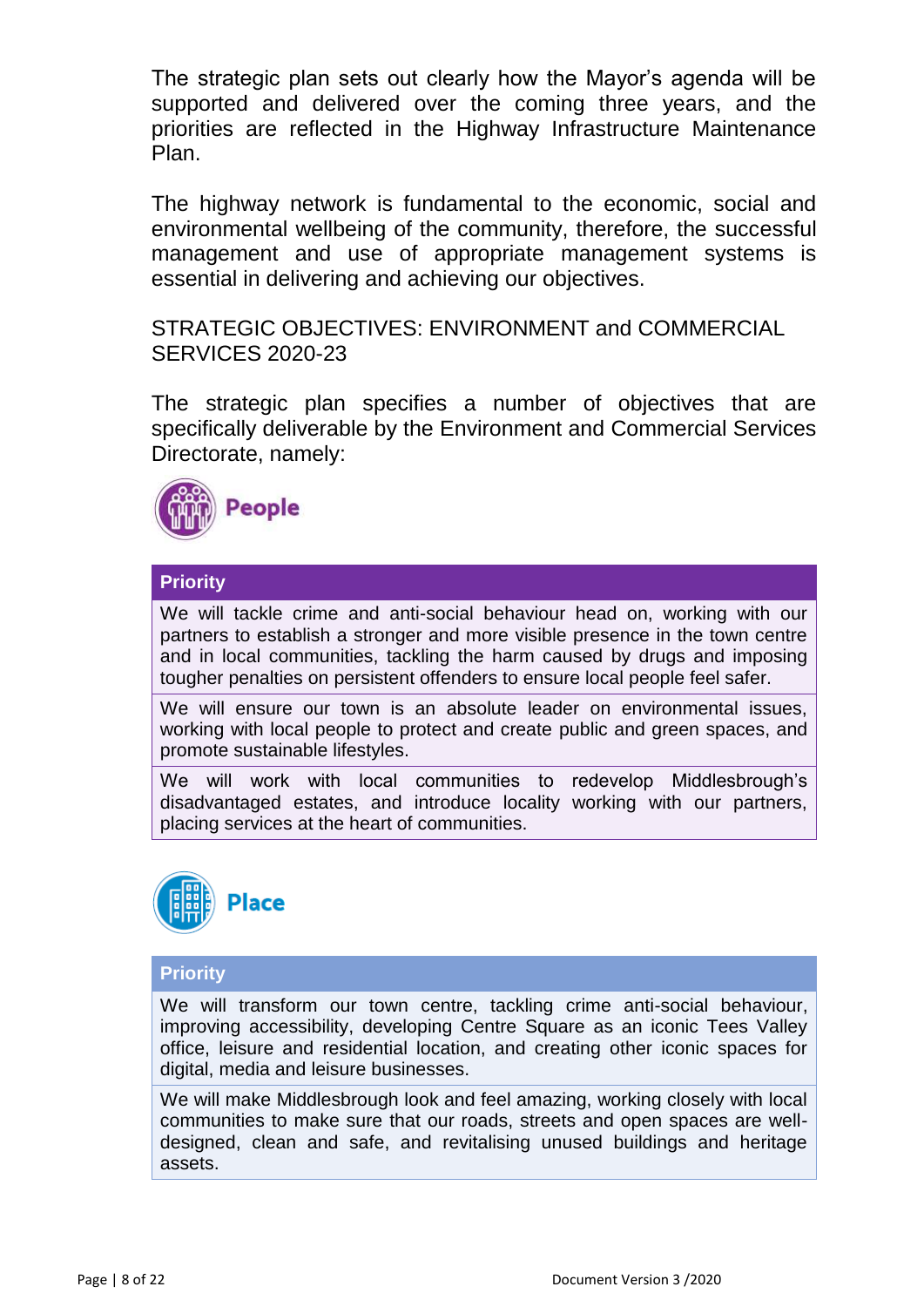The strategic plan sets out clearly how the Mayor's agenda will be supported and delivered over the coming three years, and the priorities are reflected in the Highway Infrastructure Maintenance Plan.

The highway network is fundamental to the economic, social and environmental wellbeing of the community, therefore, the successful management and use of appropriate management systems is essential in delivering and achieving our objectives.

## STRATEGIC OBJECTIVES: ENVIRONMENT and COMMERCIAL SERVICES 2020-23

The strategic plan specifies a number of objectives that are specifically deliverable by the Environment and Commercial Services Directorate, namely:

### People

| Priority |
| --- |
| We will tackle crime and anti-social behaviour head on, working with our partners to establish a stronger and more visible presence in the town centre and in local communities, tackling the harm caused by drugs and imposing tougher penalties on persistent offenders to ensure local people feel safer. |
| We will ensure our town is an absolute leader on environmental issues, working with local people to protect and create public and green spaces, and promote sustainable lifestyles. |
| We will work with local communities to redevelop Middlesbrough's disadvantaged estates, and introduce locality working with our partners, placing services at the heart of communities. |

### Place

| Priority |
| --- |
| We will transform our town centre, tackling crime anti-social behaviour, improving accessibility, developing Centre Square as an iconic Tees Valley office, leisure and residential location, and creating other iconic spaces for digital, media and leisure businesses. |
| We will make Middlesbrough look and feel amazing, working closely with local communities to make sure that our roads, streets and open spaces are well-designed, clean and safe, and revitalising unused buildings and heritage assets. |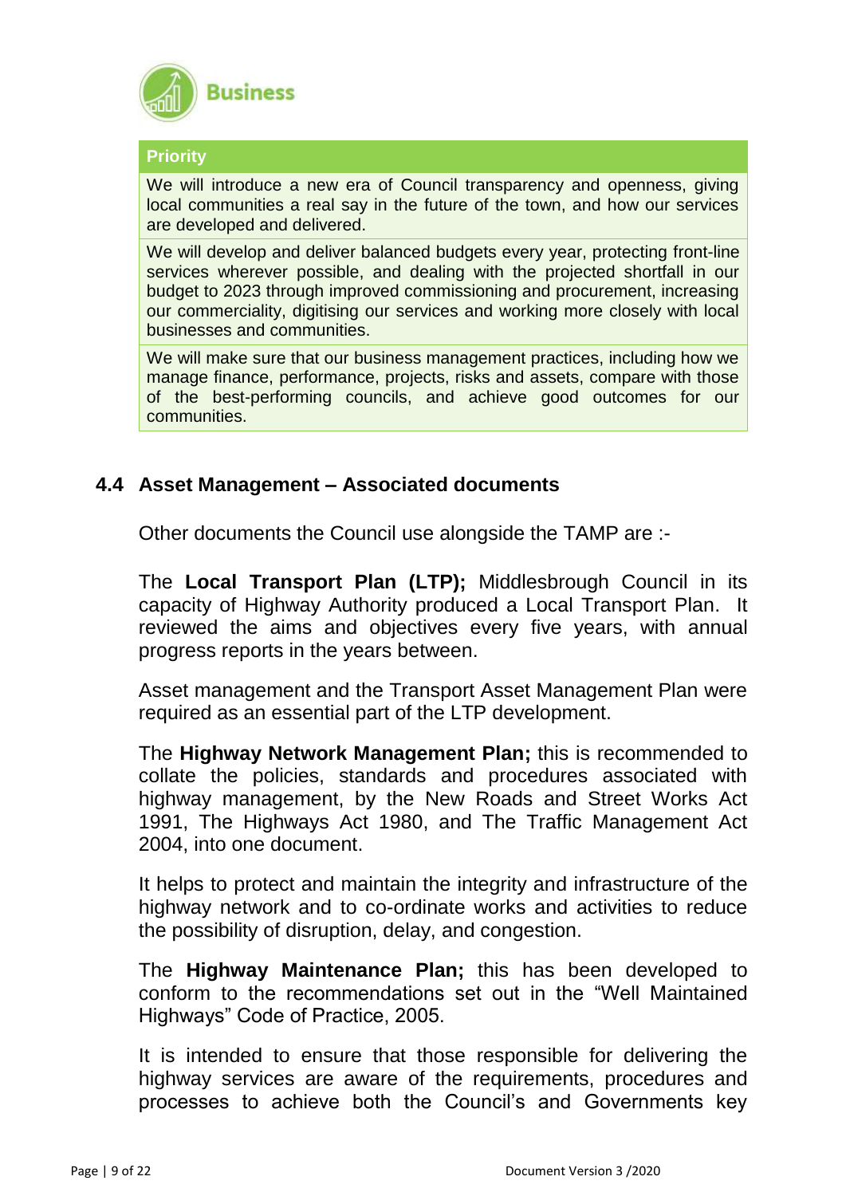**Business**

| Priority |
| --- |
| We will introduce a new era of Council transparency and openness, giving local communities a real say in the future of the town, and how our services are developed and delivered. |
| We will develop and deliver balanced budgets every year, protecting front-line services wherever possible, and dealing with the projected shortfall in our budget to 2023 through improved commissioning and procurement, increasing our commerciality, digitising our services and working more closely with local businesses and communities. |
| We will make sure that our business management practices, including how we manage finance, performance, projects, risks and assets, compare with those of the best-performing councils, and achieve good outcomes for our communities. |

## 4.4 Asset Management – Associated documents

Other documents the Council use alongside the TAMP are :-

The **Local Transport Plan (LTP);** Middlesbrough Council in its capacity of Highway Authority produced a Local Transport Plan. It reviewed the aims and objectives every five years, with annual progress reports in the years between.

Asset management and the Transport Asset Management Plan were required as an essential part of the LTP development.

The **Highway Network Management Plan;** this is recommended to collate the policies, standards and procedures associated with highway management, by the New Roads and Street Works Act 1991, The Highways Act 1980, and The Traffic Management Act 2004, into one document.

It helps to protect and maintain the integrity and infrastructure of the highway network and to co-ordinate works and activities to reduce the possibility of disruption, delay, and congestion.

The **Highway Maintenance Plan;** this has been developed to conform to the recommendations set out in the "Well Maintained Highways" Code of Practice, 2005.

It is intended to ensure that those responsible for delivering the highway services are aware of the requirements, procedures and processes to achieve both the Council's and Governments key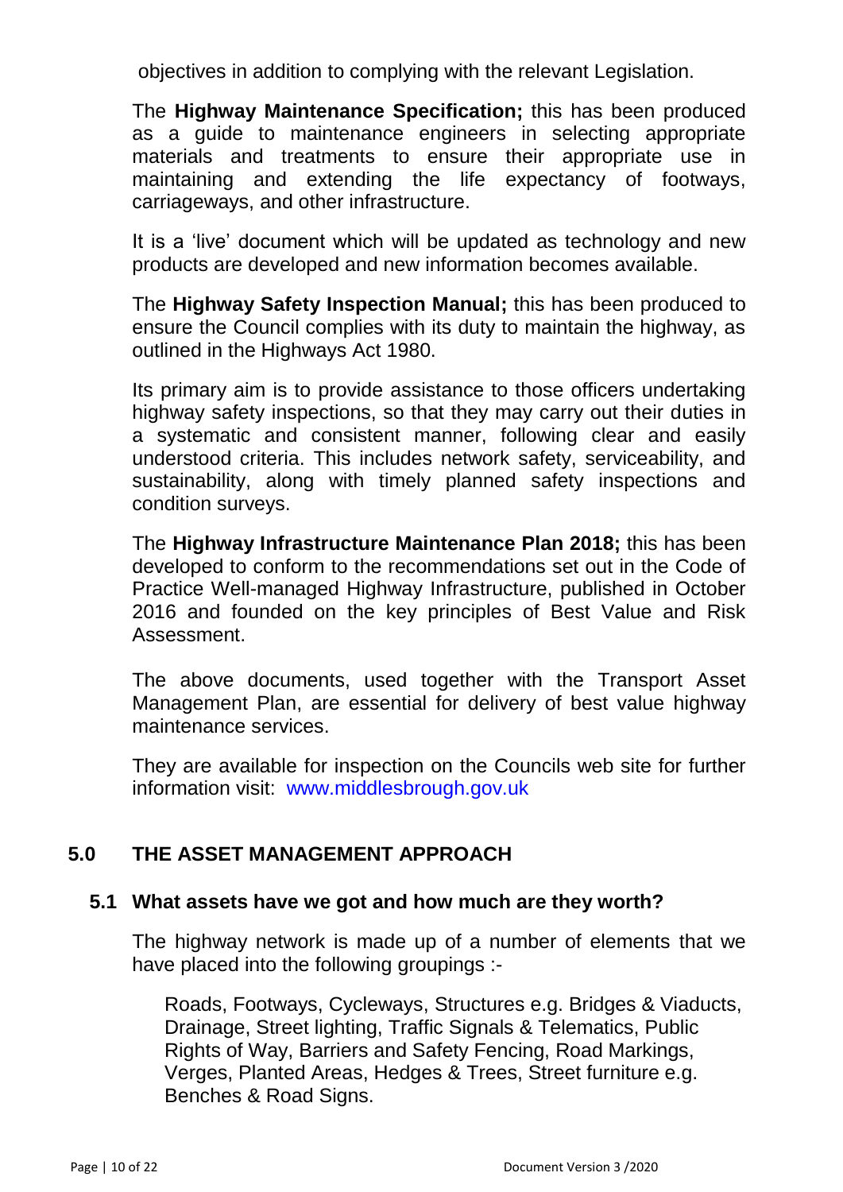objectives in addition to complying with the relevant Legislation.

The **Highway Maintenance Specification;** this has been produced as a guide to maintenance engineers in selecting appropriate materials and treatments to ensure their appropriate use in maintaining and extending the life expectancy of footways, carriageways, and other infrastructure.

It is a 'live' document which will be updated as technology and new products are developed and new information becomes available.

The **Highway Safety Inspection Manual;** this has been produced to ensure the Council complies with its duty to maintain the highway, as outlined in the Highways Act 1980.

Its primary aim is to provide assistance to those officers undertaking highway safety inspections, so that they may carry out their duties in a systematic and consistent manner, following clear and easily understood criteria. This includes network safety, serviceability, and sustainability, along with timely planned safety inspections and condition surveys.

The **Highway Infrastructure Maintenance Plan 2018;** this has been developed to conform to the recommendations set out in the Code of Practice Well-managed Highway Infrastructure, published in October 2016 and founded on the key principles of Best Value and Risk Assessment.

The above documents, used together with the Transport Asset Management Plan, are essential for delivery of best value highway maintenance services.

They are available for inspection on the Councils web site for further information visit: www.middlesbrough.gov.uk

## 5.0 THE ASSET MANAGEMENT APPROACH

### 5.1 What assets have we got and how much are they worth?

The highway network is made up of a number of elements that we have placed into the following groupings :-

Roads, Footways, Cycleways, Structures e.g. Bridges & Viaducts, Drainage, Street lighting, Traffic Signals & Telematics, Public Rights of Way, Barriers and Safety Fencing, Road Markings, Verges, Planted Areas, Hedges & Trees, Street furniture e.g. Benches & Road Signs.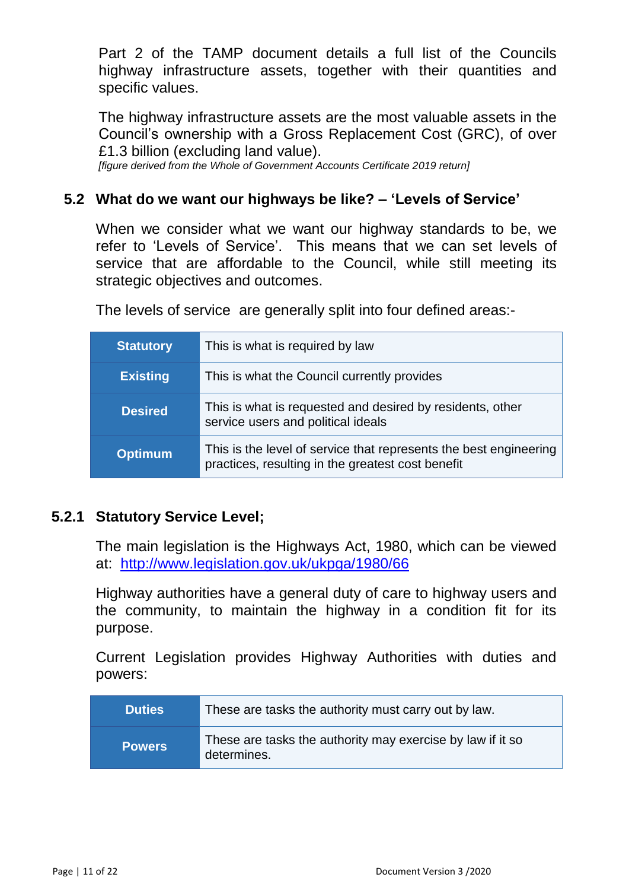Part 2 of the TAMP document details a full list of the Councils highway infrastructure assets, together with their quantities and specific values.

The highway infrastructure assets are the most valuable assets in the Council's ownership with a Gross Replacement Cost (GRC), of over £1.3 billion (excluding land value).
*[figure derived from the Whole of Government Accounts Certificate 2019 return]*

## 5.2 What do we want our highways be like? – 'Levels of Service'

When we consider what we want our highway standards to be, we refer to 'Levels of Service'. This means that we can set levels of service that are affordable to the Council, while still meeting its strategic objectives and outcomes.

The levels of service are generally split into four defined areas:-

| | |
|---|---|
| **Statutory** | This is what is required by law |
| **Existing** | This is what the Council currently provides |
| **Desired** | This is what is requested and desired by residents, other service users and political ideals |
| **Optimum** | This is the level of service that represents the best engineering practices, resulting in the greatest cost benefit |

### 5.2.1 Statutory Service Level;

The main legislation is the Highways Act, 1980, which can be viewed at: http://www.legislation.gov.uk/ukpga/1980/66

Highway authorities have a general duty of care to highway users and the community, to maintain the highway in a condition fit for its purpose.

Current Legislation provides Highway Authorities with duties and powers:

| | |
|---|---|
| **Duties** | These are tasks the authority must carry out by law. |
| **Powers** | These are tasks the authority may exercise by law if it so determines. |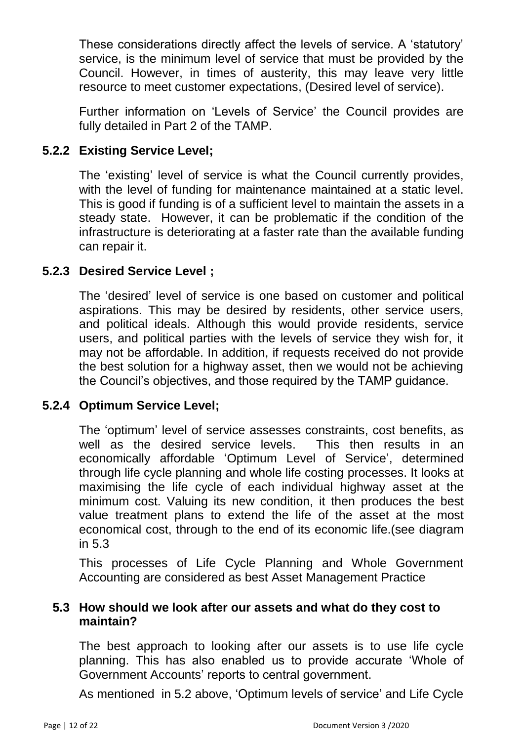These considerations directly affect the levels of service. A 'statutory' service, is the minimum level of service that must be provided by the Council. However, in times of austerity, this may leave very little resource to meet customer expectations, (Desired level of service).

Further information on 'Levels of Service' the Council provides are fully detailed in Part 2 of the TAMP.

### 5.2.2 Existing Service Level;

The 'existing' level of service is what the Council currently provides, with the level of funding for maintenance maintained at a static level. This is good if funding is of a sufficient level to maintain the assets in a steady state. However, it can be problematic if the condition of the infrastructure is deteriorating at a faster rate than the available funding can repair it.

### 5.2.3 Desired Service Level ;

The 'desired' level of service is one based on customer and political aspirations. This may be desired by residents, other service users, and political ideals. Although this would provide residents, service users, and political parties with the levels of service they wish for, it may not be affordable. In addition, if requests received do not provide the best solution for a highway asset, then we would not be achieving the Council's objectives, and those required by the TAMP guidance.

### 5.2.4 Optimum Service Level;

The 'optimum' level of service assesses constraints, cost benefits, as well as the desired service levels. This then results in an economically affordable 'Optimum Level of Service', determined through life cycle planning and whole life costing processes. It looks at maximising the life cycle of each individual highway asset at the minimum cost. Valuing its new condition, it then produces the best value treatment plans to extend the life of the asset at the most economical cost, through to the end of its economic life.(see diagram in 5.3

This processes of Life Cycle Planning and Whole Government Accounting are considered as best Asset Management Practice

## 5.3 How should we look after our assets and what do they cost to maintain?

The best approach to looking after our assets is to use life cycle planning. This has also enabled us to provide accurate 'Whole of Government Accounts' reports to central government.

As mentioned in 5.2 above, 'Optimum levels of service' and Life Cycle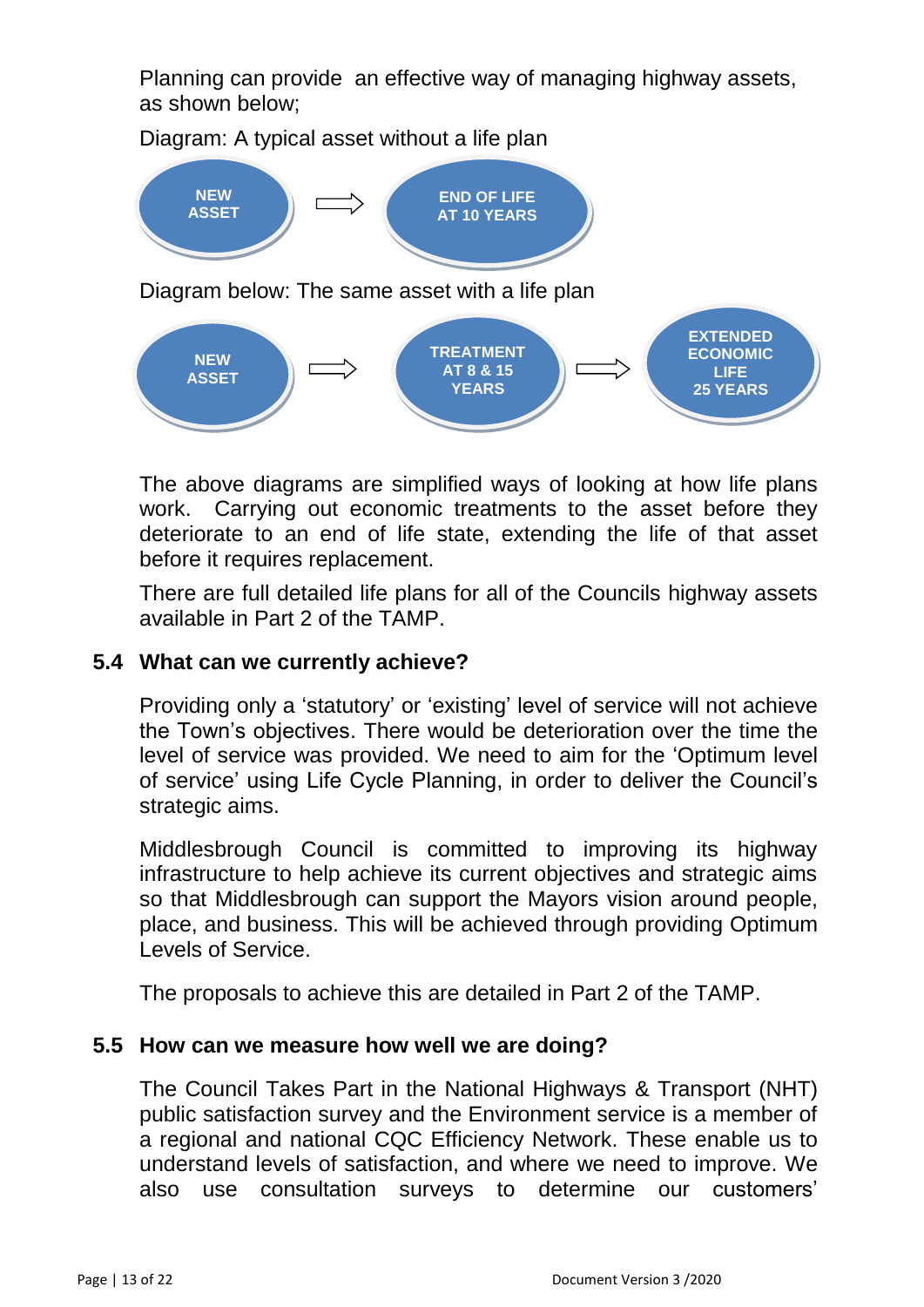Planning can provide an effective way of managing highway assets, as shown below;

Diagram: A typical asset without a life plan

**NEW ASSET** ⇒ **END OF LIFE AT 10 YEARS**

Diagram below: The same asset with a life plan

**NEW ASSET** ⇒ **TREATMENT AT 8 & 15 YEARS** ⇒ **EXTENDED ECONOMIC LIFE 25 YEARS**

The above diagrams are simplified ways of looking at how life plans work. Carrying out economic treatments to the asset before they deteriorate to an end of life state, extending the life of that asset before it requires replacement.

There are full detailed life plans for all of the Councils highway assets available in Part 2 of the TAMP.

## 5.4 What can we currently achieve?

Providing only a 'statutory' or 'existing' level of service will not achieve the Town's objectives. There would be deterioration over the time the level of service was provided. We need to aim for the 'Optimum level of service' using Life Cycle Planning, in order to deliver the Council's strategic aims.

Middlesbrough Council is committed to improving its highway infrastructure to help achieve its current objectives and strategic aims so that Middlesbrough can support the Mayors vision around people, place, and business. This will be achieved through providing Optimum Levels of Service.

The proposals to achieve this are detailed in Part 2 of the TAMP.

## 5.5 How can we measure how well we are doing?

The Council Takes Part in the National Highways & Transport (NHT) public satisfaction survey and the Environment service is a member of a regional and national CQC Efficiency Network. These enable us to understand levels of satisfaction, and where we need to improve. We also use consultation surveys to determine our customers'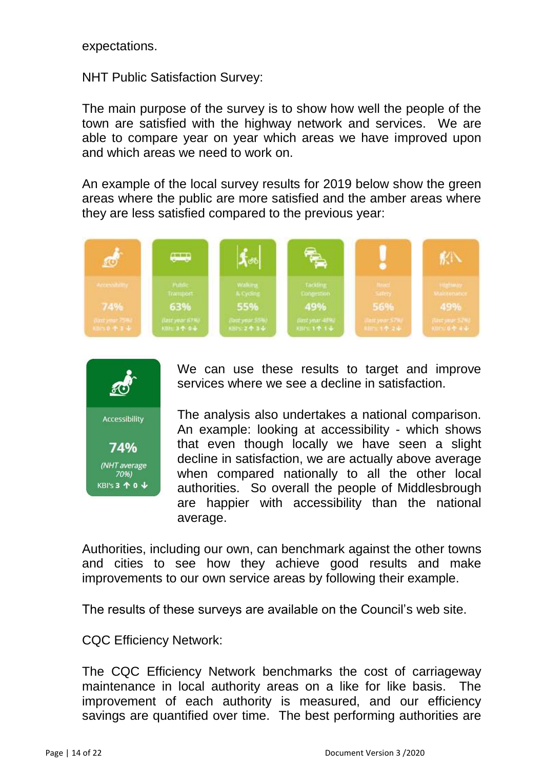expectations.

NHT Public Satisfaction Survey:

The main purpose of the survey is to show how well the people of the town are satisfied with the highway network and services. We are able to compare year on year which areas we have improved upon and which areas we need to work on.

An example of the local survey results for 2019 below show the green areas where the public are more satisfied and the amber areas where they are less satisfied compared to the previous year:

| Accessibility | Public Transport | Walking & Cycling | Tackling Congestion | Road Safety | Highway Maintenance |
|---|---|---|---|---|---|
| 74% | 63% | 55% | 49% | 56% | 49% |
| (last year 75%) | (last year 61%) | (last year 55%) | (last year 48%) | (last year 57%) | (last year 52%) |
| KBI's 0 ↑ 3 ↓ | KBI's 3 ↑ 0 ↓ | KBI's 2 ↑ 3 ↓ | KBI's 1 ↑ 1 ↓ | KBI's 1 ↑ 2 ↓ | KBI's 0 ↑ 4 ↓ |

| Accessibility |
|---|
| 74% |
| (NHT average 70%) |
| KBI's 3 ↑ 0 ↓ |

We can use these results to target and improve services where we see a decline in satisfaction.

The analysis also undertakes a national comparison. An example: looking at accessibility - which shows that even though locally we have seen a slight decline in satisfaction, we are actually above average when compared nationally to all the other local authorities. So overall the people of Middlesbrough are happier with accessibility than the national average.

Authorities, including our own, can benchmark against the other towns and cities to see how they achieve good results and make improvements to our own service areas by following their example.

The results of these surveys are available on the Council's web site.

CQC Efficiency Network:

The CQC Efficiency Network benchmarks the cost of carriageway maintenance in local authority areas on a like for like basis. The improvement of each authority is measured, and our efficiency savings are quantified over time. The best performing authorities are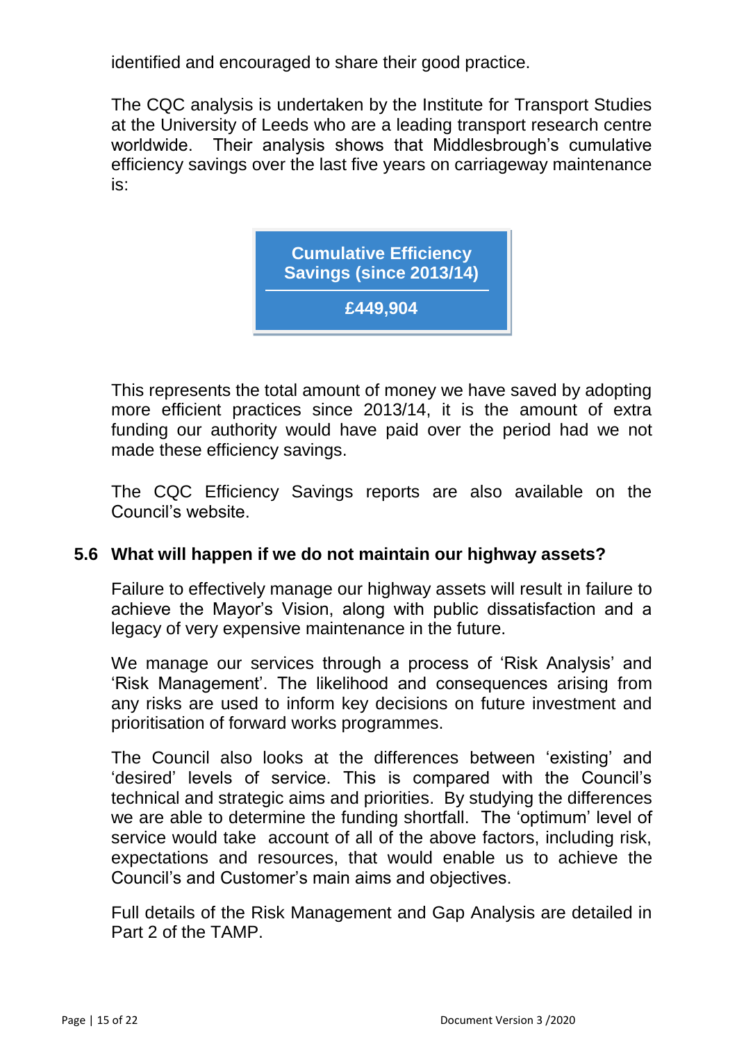identified and encouraged to share their good practice.

The CQC analysis is undertaken by the Institute for Transport Studies at the University of Leeds who are a leading transport research centre worldwide. Their analysis shows that Middlesbrough's cumulative efficiency savings over the last five years on carriageway maintenance is:

| Cumulative Efficiency Savings (since 2013/14) |
| --- |
| £449,904 |

This represents the total amount of money we have saved by adopting more efficient practices since 2013/14, it is the amount of extra funding our authority would have paid over the period had we not made these efficiency savings.

The CQC Efficiency Savings reports are also available on the Council's website.

### 5.6 What will happen if we do not maintain our highway assets?

Failure to effectively manage our highway assets will result in failure to achieve the Mayor's Vision, along with public dissatisfaction and a legacy of very expensive maintenance in the future.

We manage our services through a process of 'Risk Analysis' and 'Risk Management'. The likelihood and consequences arising from any risks are used to inform key decisions on future investment and prioritisation of forward works programmes.

The Council also looks at the differences between 'existing' and 'desired' levels of service. This is compared with the Council's technical and strategic aims and priorities. By studying the differences we are able to determine the funding shortfall. The 'optimum' level of service would take account of all of the above factors, including risk, expectations and resources, that would enable us to achieve the Council's and Customer's main aims and objectives.

Full details of the Risk Management and Gap Analysis are detailed in Part 2 of the TAMP.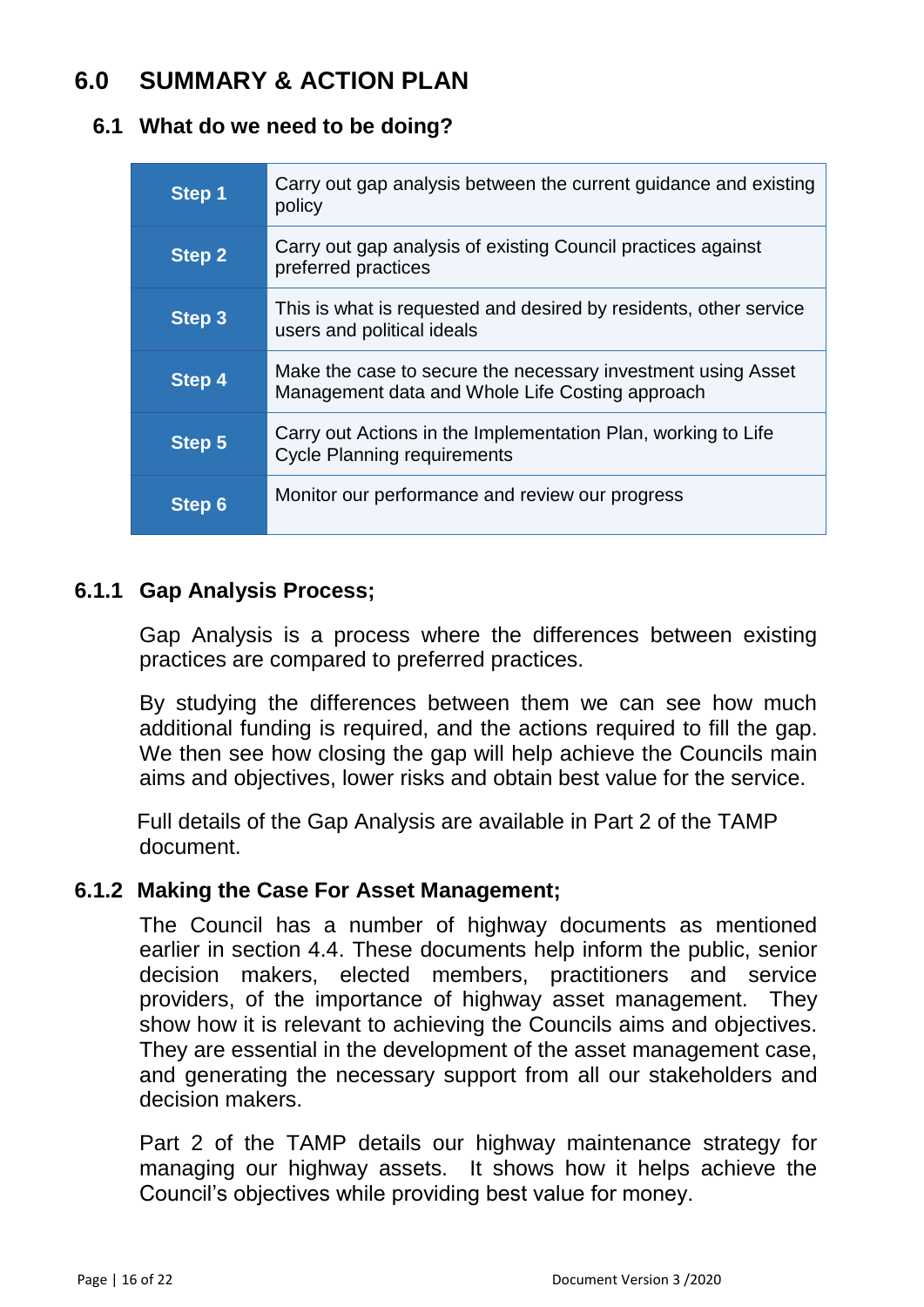# 6.0 SUMMARY & ACTION PLAN

## 6.1 What do we need to be doing?

| | |
|---|---|
| **Step 1** | Carry out gap analysis between the current guidance and existing policy |
| **Step 2** | Carry out gap analysis of existing Council practices against preferred practices |
| **Step 3** | This is what is requested and desired by residents, other service users and political ideals |
| **Step 4** | Make the case to secure the necessary investment using Asset Management data and Whole Life Costing approach |
| **Step 5** | Carry out Actions in the Implementation Plan, working to Life Cycle Planning requirements |
| **Step 6** | Monitor our performance and review our progress |

### 6.1.1 Gap Analysis Process;

Gap Analysis is a process where the differences between existing practices are compared to preferred practices.

By studying the differences between them we can see how much additional funding is required, and the actions required to fill the gap. We then see how closing the gap will help achieve the Councils main aims and objectives, lower risks and obtain best value for the service.

Full details of the Gap Analysis are available in Part 2 of the TAMP document.

### 6.1.2 Making the Case For Asset Management;

The Council has a number of highway documents as mentioned earlier in section 4.4. These documents help inform the public, senior decision makers, elected members, practitioners and service providers, of the importance of highway asset management. They show how it is relevant to achieving the Councils aims and objectives. They are essential in the development of the asset management case, and generating the necessary support from all our stakeholders and decision makers.

Part 2 of the TAMP details our highway maintenance strategy for managing our highway assets. It shows how it helps achieve the Council's objectives while providing best value for money.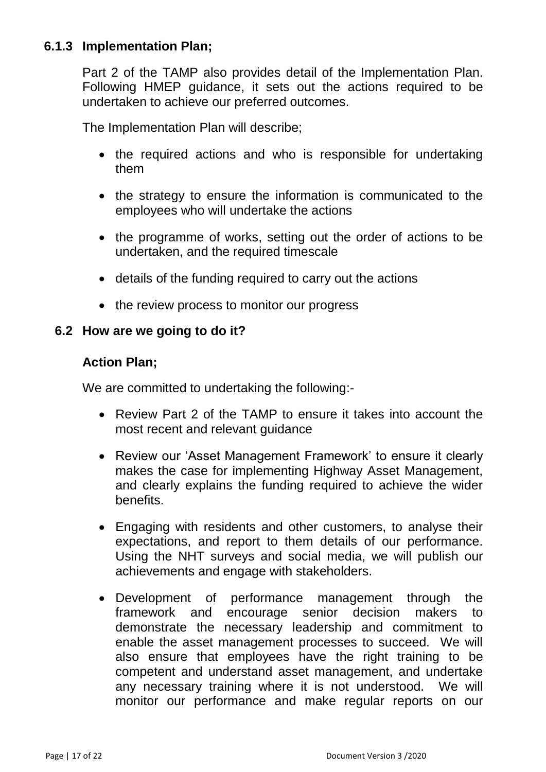### 6.1.3 Implementation Plan;

Part 2 of the TAMP also provides detail of the Implementation Plan. Following HMEP guidance, it sets out the actions required to be undertaken to achieve our preferred outcomes.

The Implementation Plan will describe;

- the required actions and who is responsible for undertaking them
- the strategy to ensure the information is communicated to the employees who will undertake the actions
- the programme of works, setting out the order of actions to be undertaken, and the required timescale
- details of the funding required to carry out the actions
- the review process to monitor our progress

## 6.2 How are we going to do it?

**Action Plan;**

We are committed to undertaking the following:-

- Review Part 2 of the TAMP to ensure it takes into account the most recent and relevant guidance
- Review our 'Asset Management Framework' to ensure it clearly makes the case for implementing Highway Asset Management, and clearly explains the funding required to achieve the wider benefits.
- Engaging with residents and other customers, to analyse their expectations, and report to them details of our performance. Using the NHT surveys and social media, we will publish our achievements and engage with stakeholders.
- Development of performance management through the framework and encourage senior decision makers to demonstrate the necessary leadership and commitment to enable the asset management processes to succeed. We will also ensure that employees have the right training to be competent and understand asset management, and undertake any necessary training where it is not understood. We will monitor our performance and make regular reports on our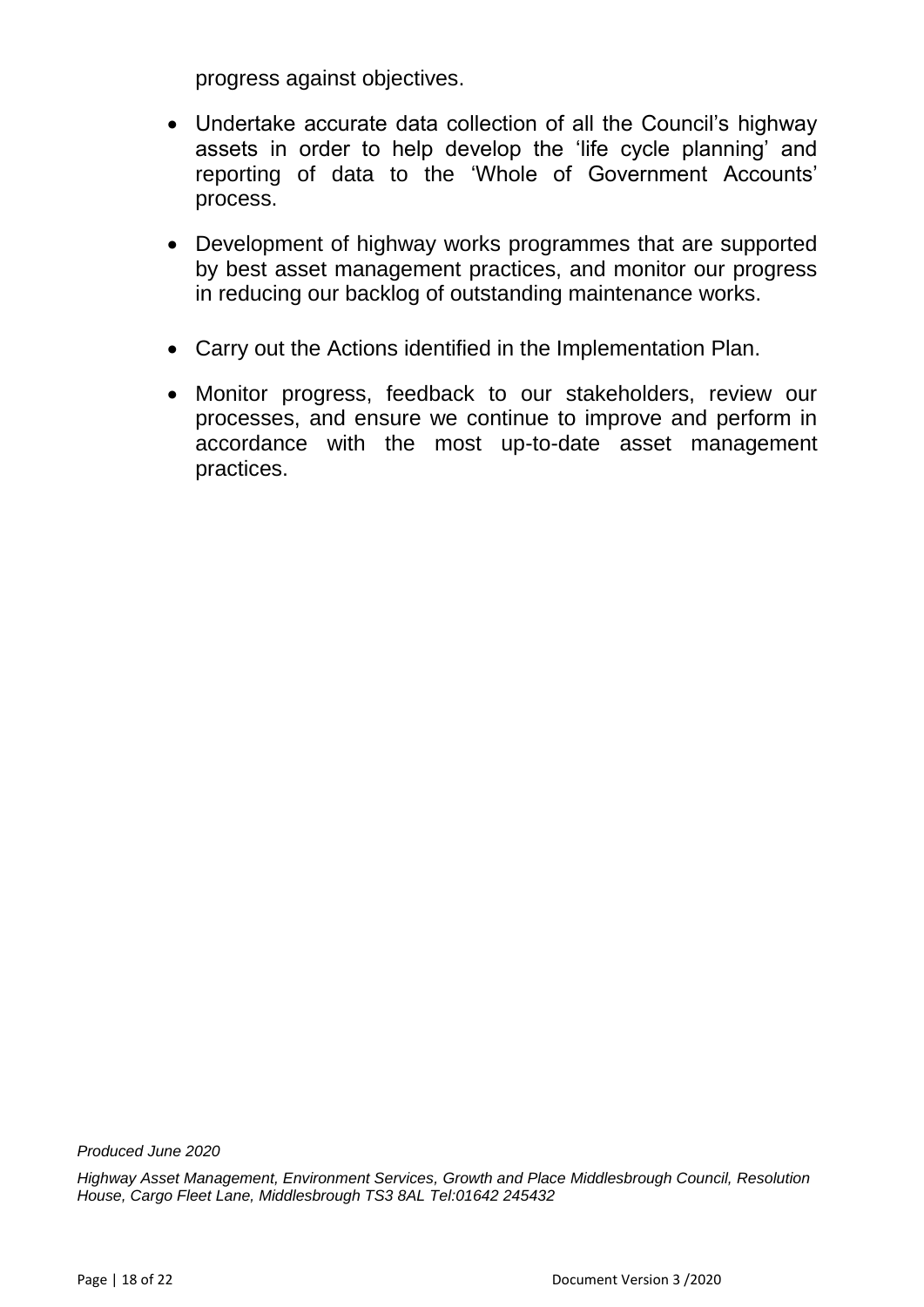progress against objectives.

- Undertake accurate data collection of all the Council's highway assets in order to help develop the 'life cycle planning' and reporting of data to the 'Whole of Government Accounts' process.

- Development of highway works programmes that are supported by best asset management practices, and monitor our progress in reducing our backlog of outstanding maintenance works.

- Carry out the Actions identified in the Implementation Plan.

- Monitor progress, feedback to our stakeholders, review our processes, and ensure we continue to improve and perform in accordance with the most up-to-date asset management practices.

*Produced June 2020*

*Highway Asset Management, Environment Services, Growth and Place Middlesbrough Council, Resolution House, Cargo Fleet Lane, Middlesbrough TS3 8AL Tel:01642 245432*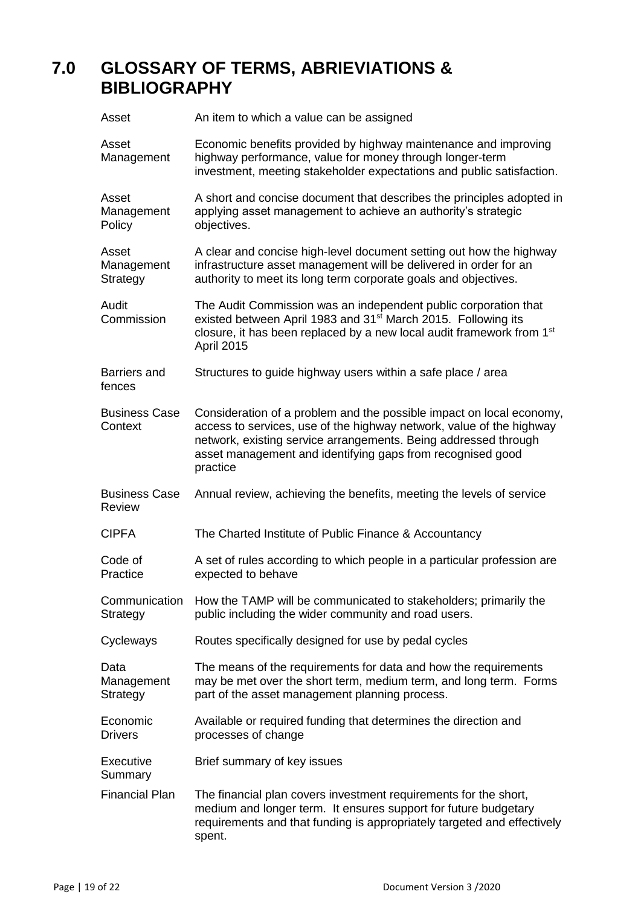# 7.0 GLOSSARY OF TERMS, ABRIEVIATIONS & BIBLIOGRAPHY

| | |
|---|---|
| Asset | An item to which a value can be assigned |
| Asset Management | Economic benefits provided by highway maintenance and improving highway performance, value for money through longer-term investment, meeting stakeholder expectations and public satisfaction. |
| Asset Management Policy | A short and concise document that describes the principles adopted in applying asset management to achieve an authority's strategic objectives. |
| Asset Management Strategy | A clear and concise high-level document setting out how the highway infrastructure asset management will be delivered in order for an authority to meet its long term corporate goals and objectives. |
| Audit Commission | The Audit Commission was an independent public corporation that existed between April 1983 and 31st March 2015. Following its closure, it has been replaced by a new local audit framework from 1st April 2015 |
| Barriers and fences | Structures to guide highway users within a safe place / area |
| Business Case Context | Consideration of a problem and the possible impact on local economy, access to services, use of the highway network, value of the highway network, existing service arrangements. Being addressed through asset management and identifying gaps from recognised good practice |
| Business Case Review | Annual review, achieving the benefits, meeting the levels of service |
| CIPFA | The Charted Institute of Public Finance & Accountancy |
| Code of Practice | A set of rules according to which people in a particular profession are expected to behave |
| Communication Strategy | How the TAMP will be communicated to stakeholders; primarily the public including the wider community and road users. |
| Cycleways | Routes specifically designed for use by pedal cycles |
| Data Management Strategy | The means of the requirements for data and how the requirements may be met over the short term, medium term, and long term. Forms part of the asset management planning process. |
| Economic Drivers | Available or required funding that determines the direction and processes of change |
| Executive Summary | Brief summary of key issues |
| Financial Plan | The financial plan covers investment requirements for the short, medium and longer term. It ensures support for future budgetary requirements and that funding is appropriately targeted and effectively spent. |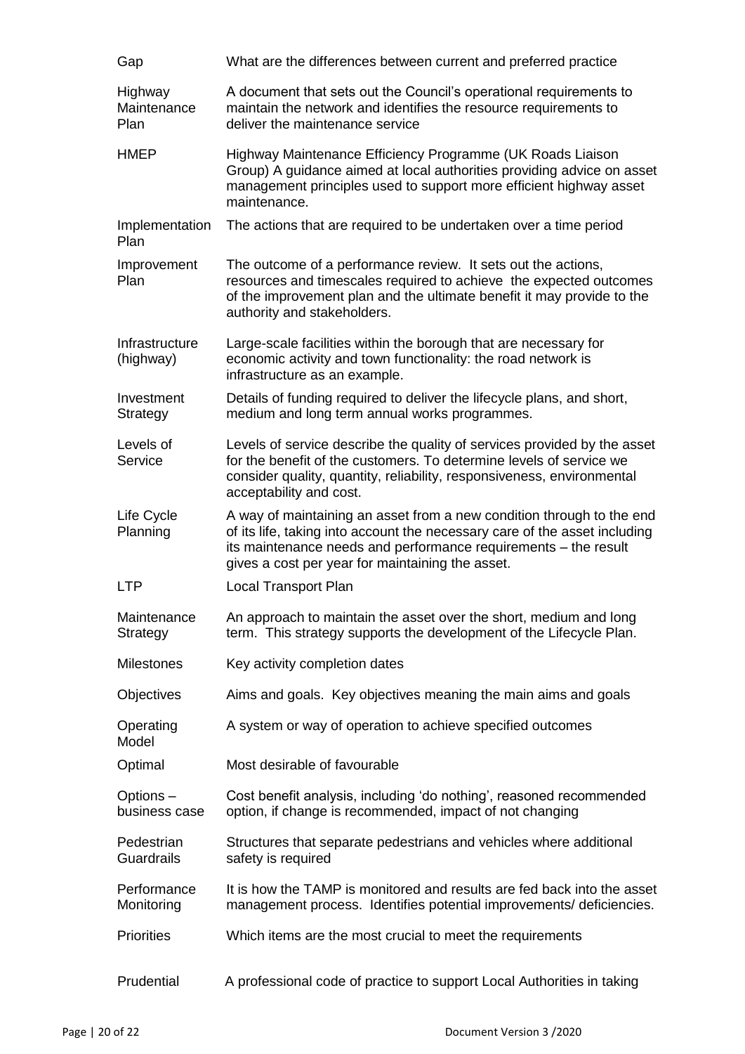| | |
|---|---|
| Gap | What are the differences between current and preferred practice |
| Highway Maintenance Plan | A document that sets out the Council's operational requirements to maintain the network and identifies the resource requirements to deliver the maintenance service |
| HMEP | Highway Maintenance Efficiency Programme (UK Roads Liaison Group) A guidance aimed at local authorities providing advice on asset management principles used to support more efficient highway asset maintenance. |
| Implementation Plan | The actions that are required to be undertaken over a time period |
| Improvement Plan | The outcome of a performance review. It sets out the actions, resources and timescales required to achieve the expected outcomes of the improvement plan and the ultimate benefit it may provide to the authority and stakeholders. |
| Infrastructure (highway) | Large-scale facilities within the borough that are necessary for economic activity and town functionality: the road network is infrastructure as an example. |
| Investment Strategy | Details of funding required to deliver the lifecycle plans, and short, medium and long term annual works programmes. |
| Levels of Service | Levels of service describe the quality of services provided by the asset for the benefit of the customers. To determine levels of service we consider quality, quantity, reliability, responsiveness, environmental acceptability and cost. |
| Life Cycle Planning | A way of maintaining an asset from a new condition through to the end of its life, taking into account the necessary care of the asset including its maintenance needs and performance requirements – the result gives a cost per year for maintaining the asset. |
| LTP | Local Transport Plan |
| Maintenance Strategy | An approach to maintain the asset over the short, medium and long term. This strategy supports the development of the Lifecycle Plan. |
| Milestones | Key activity completion dates |
| Objectives | Aims and goals. Key objectives meaning the main aims and goals |
| Operating Model | A system or way of operation to achieve specified outcomes |
| Optimal | Most desirable of favourable |
| Options – business case | Cost benefit analysis, including 'do nothing', reasoned recommended option, if change is recommended, impact of not changing |
| Pedestrian Guardrails | Structures that separate pedestrians and vehicles where additional safety is required |
| Performance Monitoring | It is how the TAMP is monitored and results are fed back into the asset management process. Identifies potential improvements/ deficiencies. |
| Priorities | Which items are the most crucial to meet the requirements |
| Prudential | A professional code of practice to support Local Authorities in taking |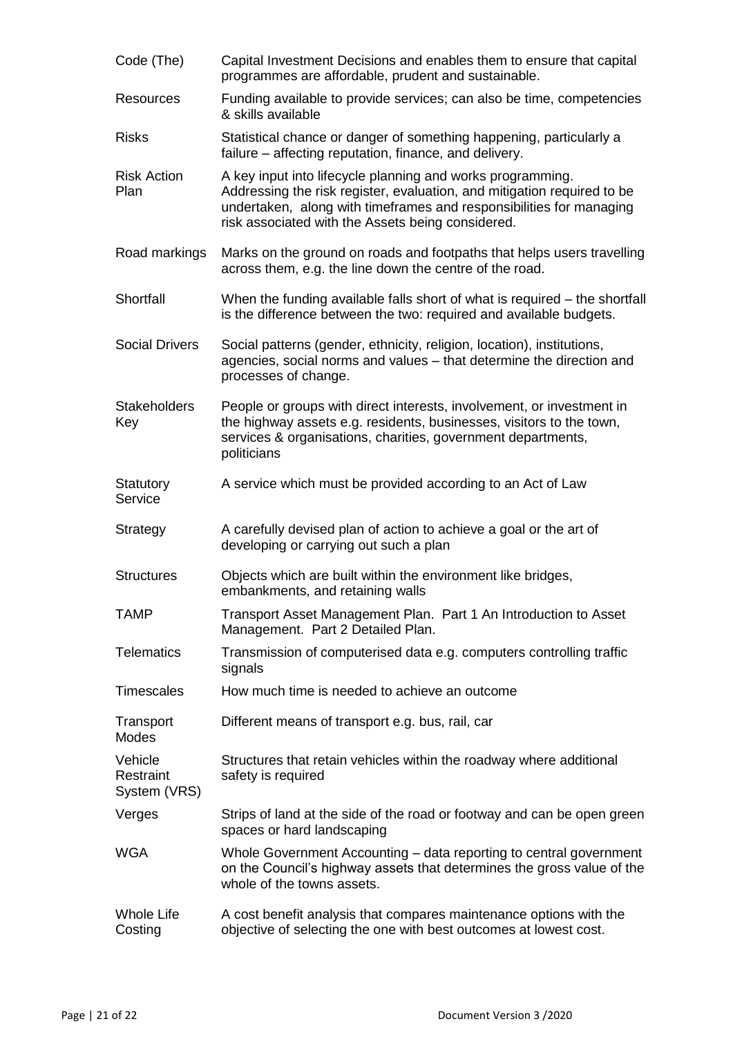| | |
|---|---|
| Code (The) | Capital Investment Decisions and enables them to ensure that capital programmes are affordable, prudent and sustainable. |
| Resources | Funding available to provide services; can also be time, competencies & skills available |
| Risks | Statistical chance or danger of something happening, particularly a failure – affecting reputation, finance, and delivery. |
| Risk Action Plan | A key input into lifecycle planning and works programming. Addressing the risk register, evaluation, and mitigation required to be undertaken, along with timeframes and responsibilities for managing risk associated with the Assets being considered. |
| Road markings | Marks on the ground on roads and footpaths that helps users travelling across them, e.g. the line down the centre of the road. |
| Shortfall | When the funding available falls short of what is required – the shortfall is the difference between the two: required and available budgets. |
| Social Drivers | Social patterns (gender, ethnicity, religion, location), institutions, agencies, social norms and values – that determine the direction and processes of change. |
| Stakeholders Key | People or groups with direct interests, involvement, or investment in the highway assets e.g. residents, businesses, visitors to the town, services & organisations, charities, government departments, politicians |
| Statutory Service | A service which must be provided according to an Act of Law |
| Strategy | A carefully devised plan of action to achieve a goal or the art of developing or carrying out such a plan |
| Structures | Objects which are built within the environment like bridges, embankments, and retaining walls |
| TAMP | Transport Asset Management Plan. Part 1 An Introduction to Asset Management. Part 2 Detailed Plan. |
| Telematics | Transmission of computerised data e.g. computers controlling traffic signals |
| Timescales | How much time is needed to achieve an outcome |
| Transport Modes | Different means of transport e.g. bus, rail, car |
| Vehicle Restraint System (VRS) | Structures that retain vehicles within the roadway where additional safety is required |
| Verges | Strips of land at the side of the road or footway and can be open green spaces or hard landscaping |
| WGA | Whole Government Accounting – data reporting to central government on the Council's highway assets that determines the gross value of the whole of the towns assets. |
| Whole Life Costing | A cost benefit analysis that compares maintenance options with the objective of selecting the one with best outcomes at lowest cost. |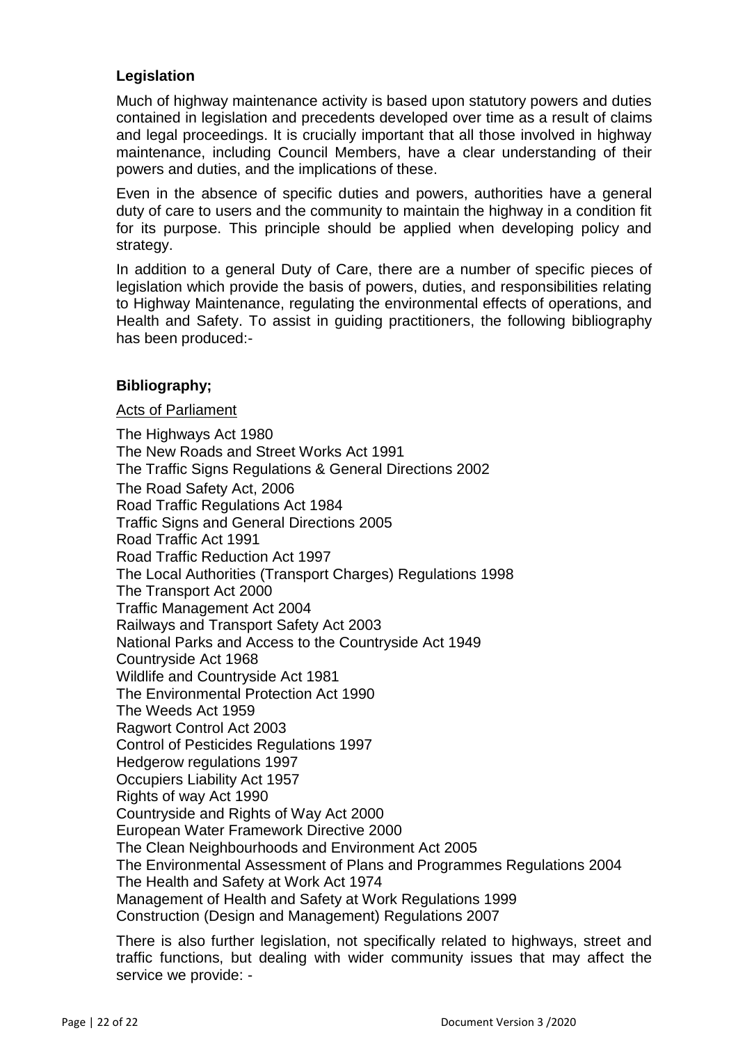### Legislation

Much of highway maintenance activity is based upon statutory powers and duties contained in legislation and precedents developed over time as a result of claims and legal proceedings. It is crucially important that all those involved in highway maintenance, including Council Members, have a clear understanding of their powers and duties, and the implications of these.

Even in the absence of specific duties and powers, authorities have a general duty of care to users and the community to maintain the highway in a condition fit for its purpose. This principle should be applied when developing policy and strategy.

In addition to a general Duty of Care, there are a number of specific pieces of legislation which provide the basis of powers, duties, and responsibilities relating to Highway Maintenance, regulating the environmental effects of operations, and Health and Safety. To assist in guiding practitioners, the following bibliography has been produced:-

### Bibliography;

Acts of Parliament

The Highways Act 1980
The New Roads and Street Works Act 1991
The Traffic Signs Regulations & General Directions 2002
The Road Safety Act, 2006
Road Traffic Regulations Act 1984
Traffic Signs and General Directions 2005
Road Traffic Act 1991
Road Traffic Reduction Act 1997
The Local Authorities (Transport Charges) Regulations 1998
The Transport Act 2000
Traffic Management Act 2004
Railways and Transport Safety Act 2003
National Parks and Access to the Countryside Act 1949
Countryside Act 1968
Wildlife and Countryside Act 1981
The Environmental Protection Act 1990
The Weeds Act 1959
Ragwort Control Act 2003
Control of Pesticides Regulations 1997
Hedgerow regulations 1997
Occupiers Liability Act 1957
Rights of way Act 1990
Countryside and Rights of Way Act 2000
European Water Framework Directive 2000
The Clean Neighbourhoods and Environment Act 2005
The Environmental Assessment of Plans and Programmes Regulations 2004
The Health and Safety at Work Act 1974
Management of Health and Safety at Work Regulations 1999
Construction (Design and Management) Regulations 2007

There is also further legislation, not specifically related to highways, street and traffic functions, but dealing with wider community issues that may affect the service we provide: -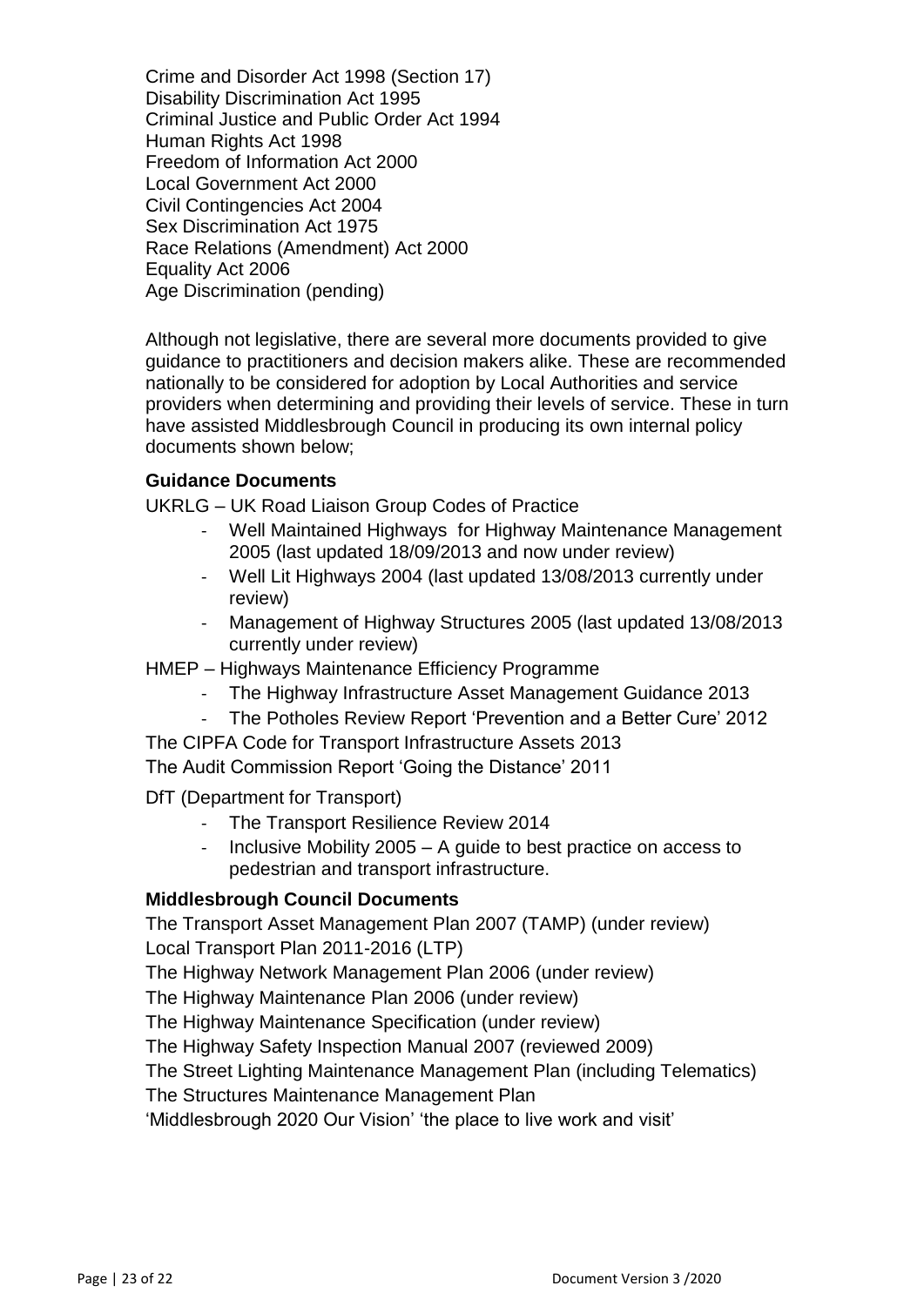Crime and Disorder Act 1998 (Section 17)
Disability Discrimination Act 1995
Criminal Justice and Public Order Act 1994
Human Rights Act 1998
Freedom of Information Act 2000
Local Government Act 2000
Civil Contingencies Act 2004
Sex Discrimination Act 1975
Race Relations (Amendment) Act 2000
Equality Act 2006
Age Discrimination (pending)

Although not legislative, there are several more documents provided to give guidance to practitioners and decision makers alike. These are recommended nationally to be considered for adoption by Local Authorities and service providers when determining and providing their levels of service. These in turn have assisted Middlesbrough Council in producing its own internal policy documents shown below;

**Guidance Documents**

UKRLG – UK Road Liaison Group Codes of Practice

- Well Maintained Highways for Highway Maintenance Management 2005 (last updated 18/09/2013 and now under review)
- Well Lit Highways 2004 (last updated 13/08/2013 currently under review)
- Management of Highway Structures 2005 (last updated 13/08/2013 currently under review)

HMEP – Highways Maintenance Efficiency Programme

- The Highway Infrastructure Asset Management Guidance 2013
- The Potholes Review Report 'Prevention and a Better Cure' 2012

The CIPFA Code for Transport Infrastructure Assets 2013

The Audit Commission Report 'Going the Distance' 2011

DfT (Department for Transport)

- The Transport Resilience Review 2014
- Inclusive Mobility 2005 – A guide to best practice on access to pedestrian and transport infrastructure.

**Middlesbrough Council Documents**

The Transport Asset Management Plan 2007 (TAMP) (under review)
Local Transport Plan 2011-2016 (LTP)
The Highway Network Management Plan 2006 (under review)
The Highway Maintenance Plan 2006 (under review)
The Highway Maintenance Specification (under review)
The Highway Safety Inspection Manual 2007 (reviewed 2009)
The Street Lighting Maintenance Management Plan (including Telematics)
The Structures Maintenance Management Plan
'Middlesbrough 2020 Our Vision' 'the place to live work and visit'